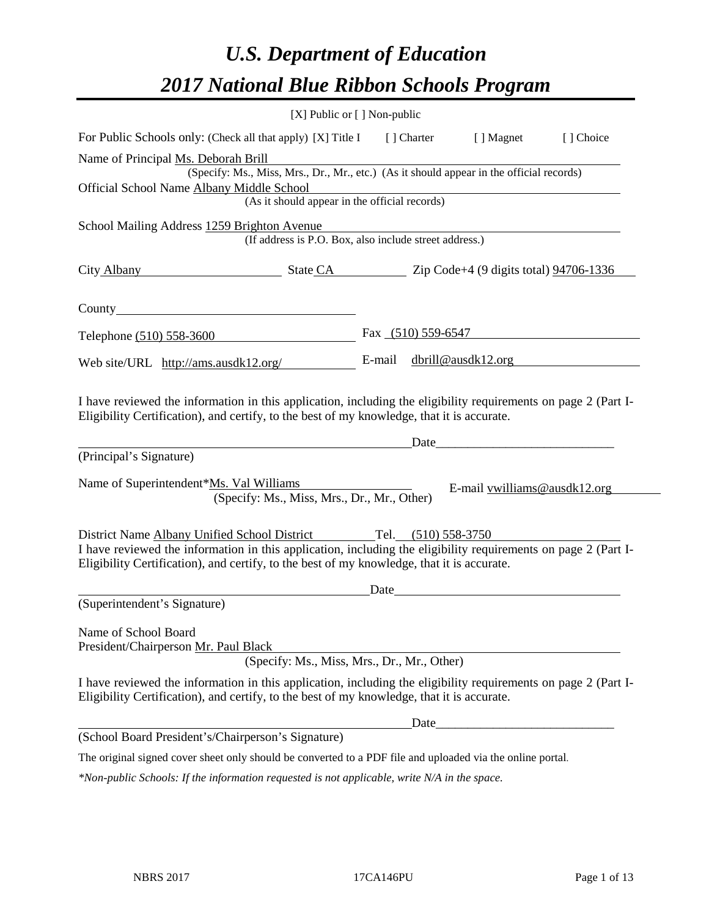# U.S. Department of Education
# 2017 National Blue Ribbon Schools Program

[X] Public or [ ] Non-public

For Public Schools only: (Check all that apply) [X] Title I [ ] Charter [ ] Magnet [ ] Choice

Name of Principal Ms. Deborah Brill
(Specify: Ms., Miss, Mrs., Dr., Mr., etc.) (As it should appear in the official records)

Official School Name Albany Middle School
(As it should appear in the official records)

School Mailing Address 1259 Brighton Avenue
(If address is P.O. Box, also include street address.)

City Albany State CA Zip Code+4 (9 digits total) 94706-1336

County

Telephone (510) 558-3600 Fax (510) 559-6547

Web site/URL http://ams.ausdk12.org/ E-mail dbrill@ausdk12.org

I have reviewed the information in this application, including the eligibility requirements on page 2 (Part I-Eligibility Certification), and certify, to the best of my knowledge, that it is accurate.

Date

(Principal's Signature)

Name of Superintendent*Ms. Val Williams E-mail vwilliams@ausdk12.org
(Specify: Ms., Miss, Mrs., Dr., Mr., Other)

District Name Albany Unified School District Tel. (510) 558-3750

I have reviewed the information in this application, including the eligibility requirements on page 2 (Part I-Eligibility Certification), and certify, to the best of my knowledge, that it is accurate.

Date

(Superintendent's Signature)

Name of School Board
President/Chairperson Mr. Paul Black
(Specify: Ms., Miss, Mrs., Dr., Mr., Other)

I have reviewed the information in this application, including the eligibility requirements on page 2 (Part I-Eligibility Certification), and certify, to the best of my knowledge, that it is accurate.

Date

(School Board President's/Chairperson's Signature)

The original signed cover sheet only should be converted to a PDF file and uploaded via the online portal.

*\*Non-public Schools: If the information requested is not applicable, write N/A in the space.*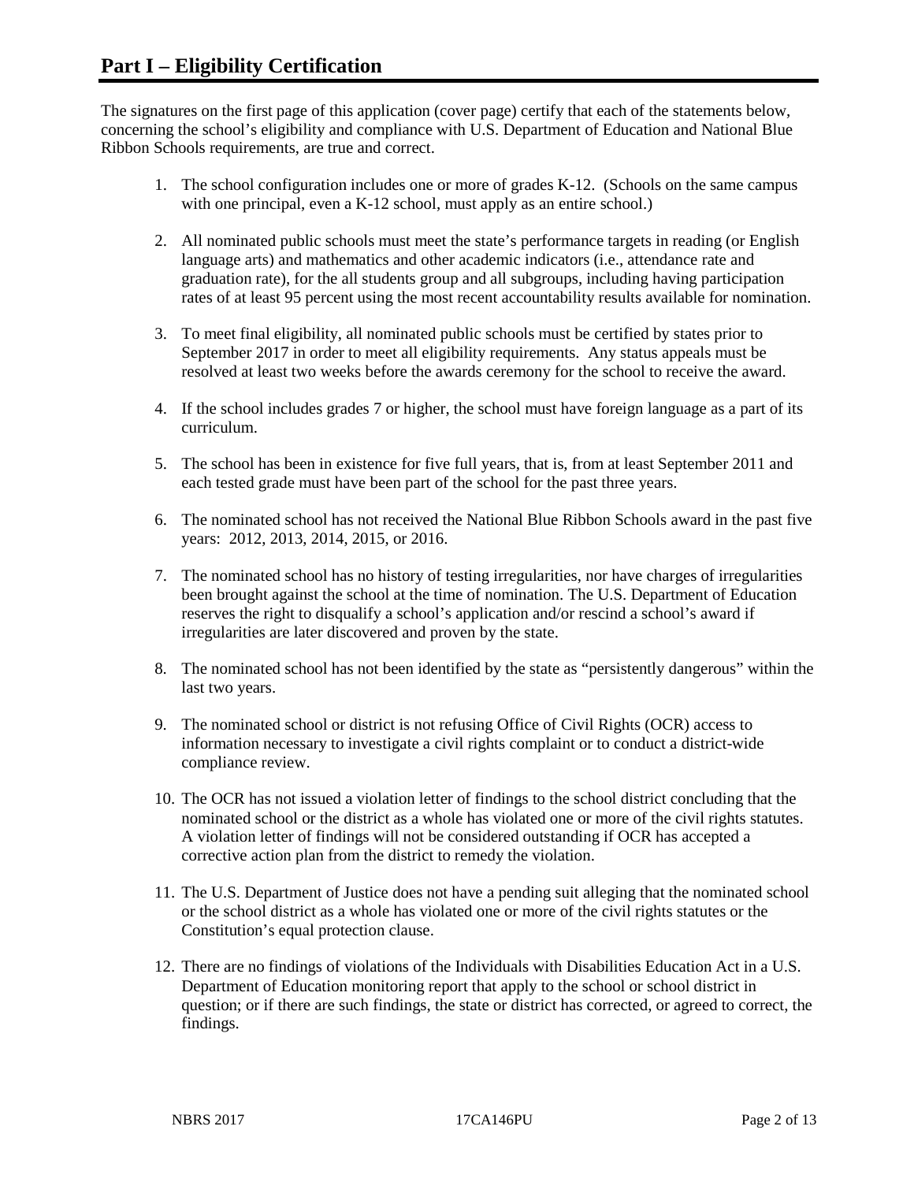# Part I – Eligibility Certification

The signatures on the first page of this application (cover page) certify that each of the statements below, concerning the school's eligibility and compliance with U.S. Department of Education and National Blue Ribbon Schools requirements, are true and correct.

1. The school configuration includes one or more of grades K-12. (Schools on the same campus with one principal, even a K-12 school, must apply as an entire school.)

2. All nominated public schools must meet the state's performance targets in reading (or English language arts) and mathematics and other academic indicators (i.e., attendance rate and graduation rate), for the all students group and all subgroups, including having participation rates of at least 95 percent using the most recent accountability results available for nomination.

3. To meet final eligibility, all nominated public schools must be certified by states prior to September 2017 in order to meet all eligibility requirements. Any status appeals must be resolved at least two weeks before the awards ceremony for the school to receive the award.

4. If the school includes grades 7 or higher, the school must have foreign language as a part of its curriculum.

5. The school has been in existence for five full years, that is, from at least September 2011 and each tested grade must have been part of the school for the past three years.

6. The nominated school has not received the National Blue Ribbon Schools award in the past five years: 2012, 2013, 2014, 2015, or 2016.

7. The nominated school has no history of testing irregularities, nor have charges of irregularities been brought against the school at the time of nomination. The U.S. Department of Education reserves the right to disqualify a school's application and/or rescind a school's award if irregularities are later discovered and proven by the state.

8. The nominated school has not been identified by the state as "persistently dangerous" within the last two years.

9. The nominated school or district is not refusing Office of Civil Rights (OCR) access to information necessary to investigate a civil rights complaint or to conduct a district-wide compliance review.

10. The OCR has not issued a violation letter of findings to the school district concluding that the nominated school or the district as a whole has violated one or more of the civil rights statutes. A violation letter of findings will not be considered outstanding if OCR has accepted a corrective action plan from the district to remedy the violation.

11. The U.S. Department of Justice does not have a pending suit alleging that the nominated school or the school district as a whole has violated one or more of the civil rights statutes or the Constitution's equal protection clause.

12. There are no findings of violations of the Individuals with Disabilities Education Act in a U.S. Department of Education monitoring report that apply to the school or school district in question; or if there are such findings, the state or district has corrected, or agreed to correct, the findings.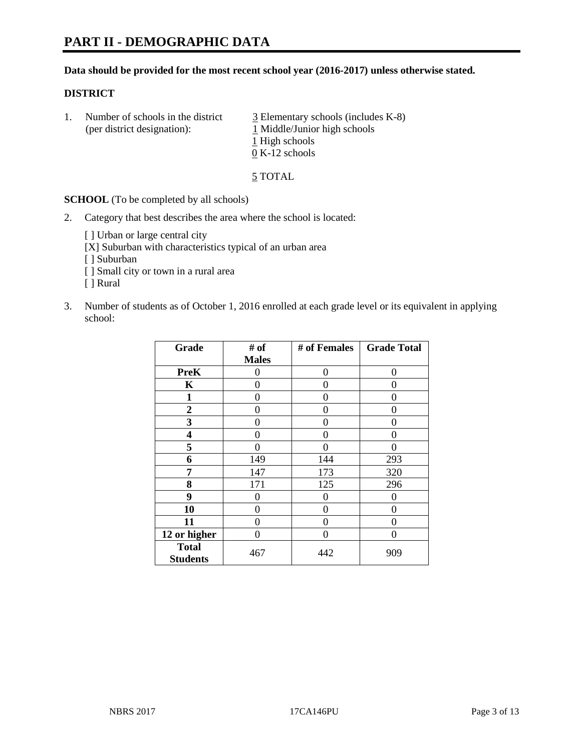# PART II - DEMOGRAPHIC DATA

**Data should be provided for the most recent school year (2016-2017) unless otherwise stated.**

**DISTRICT**

1. Number of schools in the district (per district designation):
   3 Elementary schools (includes K-8)
   1 Middle/Junior high schools
   1 High schools
   0 K-12 schools

   5 TOTAL

**SCHOOL** (To be completed by all schools)

2. Category that best describes the area where the school is located:

   [ ] Urban or large central city
   [X] Suburban with characteristics typical of an urban area
   [ ] Suburban
   [ ] Small city or town in a rural area
   [ ] Rural

3. Number of students as of October 1, 2016 enrolled at each grade level or its equivalent in applying school:

| Grade | # of Males | # of Females | Grade Total |
|---|---|---|---|
| **PreK** | 0 | 0 | 0 |
| **K** | 0 | 0 | 0 |
| **1** | 0 | 0 | 0 |
| **2** | 0 | 0 | 0 |
| **3** | 0 | 0 | 0 |
| **4** | 0 | 0 | 0 |
| **5** | 0 | 0 | 0 |
| **6** | 149 | 144 | 293 |
| **7** | 147 | 173 | 320 |
| **8** | 171 | 125 | 296 |
| **9** | 0 | 0 | 0 |
| **10** | 0 | 0 | 0 |
| **11** | 0 | 0 | 0 |
| **12 or higher** | 0 | 0 | 0 |
| **Total Students** | 467 | 442 | 909 |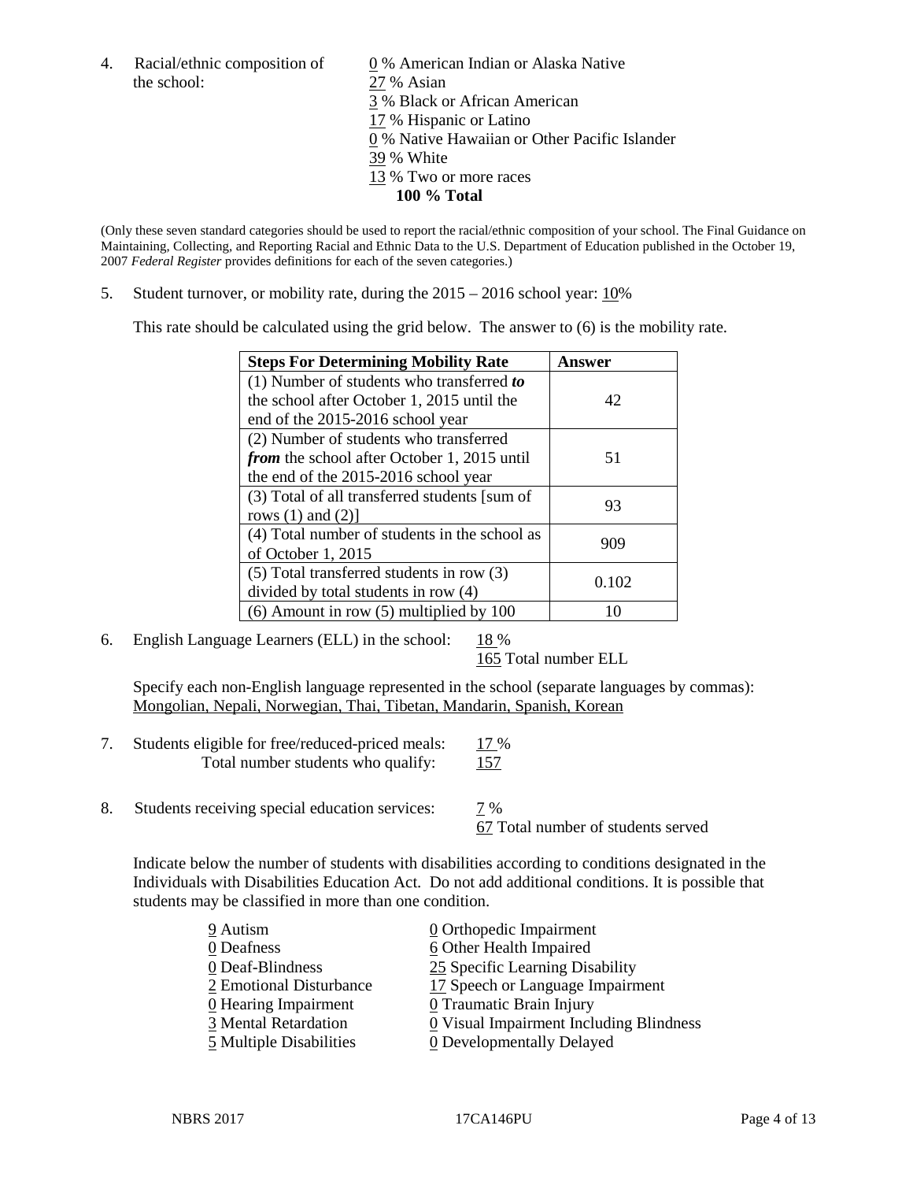4. Racial/ethnic composition of the school:

0 % American Indian or Alaska Native
27 % Asian
3 % Black or African American
17 % Hispanic or Latino
0 % Native Hawaiian or Other Pacific Islander
39 % White
13 % Two or more races
**100 % Total**

(Only these seven standard categories should be used to report the racial/ethnic composition of your school. The Final Guidance on Maintaining, Collecting, and Reporting Racial and Ethnic Data to the U.S. Department of Education published in the October 19, 2007 *Federal Register* provides definitions for each of the seven categories.)

5. Student turnover, or mobility rate, during the 2015 – 2016 school year: 10%

This rate should be calculated using the grid below. The answer to (6) is the mobility rate.

| **Steps For Determining Mobility Rate** | **Answer** |
|---|---|
| (1) Number of students who transferred ***to*** the school after October 1, 2015 until the end of the 2015-2016 school year | 42 |
| (2) Number of students who transferred ***from*** the school after October 1, 2015 until the end of the 2015-2016 school year | 51 |
| (3) Total of all transferred students [sum of rows (1) and (2)] | 93 |
| (4) Total number of students in the school as of October 1, 2015 | 909 |
| (5) Total transferred students in row (3) divided by total students in row (4) | 0.102 |
| (6) Amount in row (5) multiplied by 100 | 10 |

6. English Language Learners (ELL) in the school: 18 %
165 Total number ELL

Specify each non-English language represented in the school (separate languages by commas):
Mongolian, Nepali, Norwegian, Thai, Tibetan, Mandarin, Spanish, Korean

7. Students eligible for free/reduced-priced meals: 17 %
Total number students who qualify: 157

8. Students receiving special education services: 7 %
67 Total number of students served

Indicate below the number of students with disabilities according to conditions designated in the Individuals with Disabilities Education Act. Do not add additional conditions. It is possible that students may be classified in more than one condition.

9 Autism
0 Deafness
0 Deaf-Blindness
2 Emotional Disturbance
0 Hearing Impairment
3 Mental Retardation
5 Multiple Disabilities
0 Orthopedic Impairment
6 Other Health Impaired
25 Specific Learning Disability
17 Speech or Language Impairment
0 Traumatic Brain Injury
0 Visual Impairment Including Blindness
0 Developmentally Delayed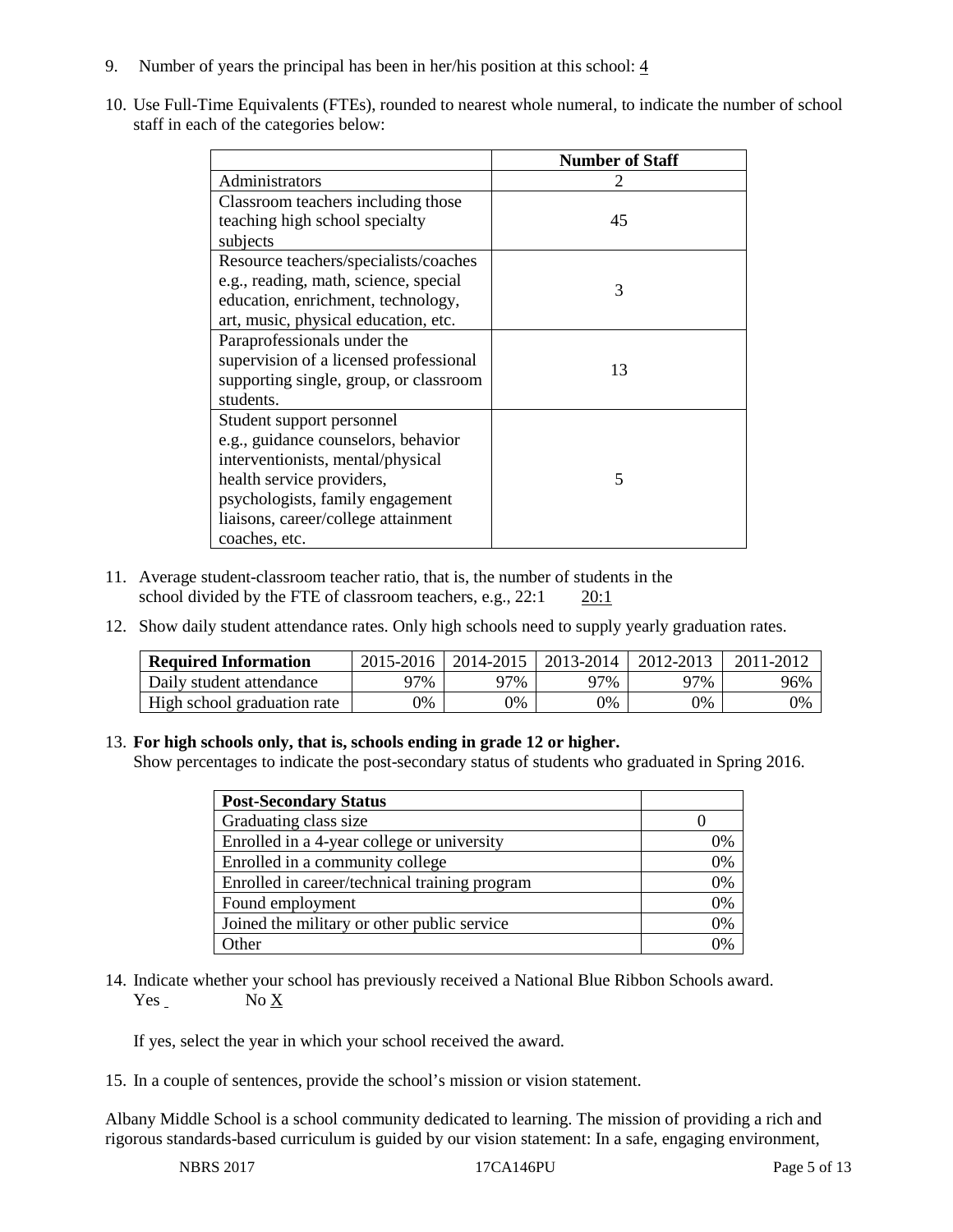9. Number of years the principal has been in her/his position at this school: 4

10. Use Full-Time Equivalents (FTEs), rounded to nearest whole numeral, to indicate the number of school staff in each of the categories below:

| | Number of Staff |
|---|---|
| Administrators | 2 |
| Classroom teachers including those teaching high school specialty subjects | 45 |
| Resource teachers/specialists/coaches e.g., reading, math, science, special education, enrichment, technology, art, music, physical education, etc. | 3 |
| Paraprofessionals under the supervision of a licensed professional supporting single, group, or classroom students. | 13 |
| Student support personnel e.g., guidance counselors, behavior interventionists, mental/physical health service providers, psychologists, family engagement liaisons, career/college attainment coaches, etc. | 5 |

11. Average student-classroom teacher ratio, that is, the number of students in the school divided by the FTE of classroom teachers, e.g., 22:1 20:1

12. Show daily student attendance rates. Only high schools need to supply yearly graduation rates.

| Required Information | 2015-2016 | 2014-2015 | 2013-2014 | 2012-2013 | 2011-2012 |
|---|---|---|---|---|---|
| Daily student attendance | 97% | 97% | 97% | 97% | 96% |
| High school graduation rate | 0% | 0% | 0% | 0% | 0% |

13. **For high schools only, that is, schools ending in grade 12 or higher.**
Show percentages to indicate the post-secondary status of students who graduated in Spring 2016.

| Post-Secondary Status | |
|---|---|
| Graduating class size | 0 |
| Enrolled in a 4-year college or university | 0% |
| Enrolled in a community college | 0% |
| Enrolled in career/technical training program | 0% |
| Found employment | 0% |
| Joined the military or other public service | 0% |
| Other | 0% |

14. Indicate whether your school has previously received a National Blue Ribbon Schools award.
Yes No X

If yes, select the year in which your school received the award.

15. In a couple of sentences, provide the school's mission or vision statement.

Albany Middle School is a school community dedicated to learning. The mission of providing a rich and rigorous standards-based curriculum is guided by our vision statement: In a safe, engaging environment,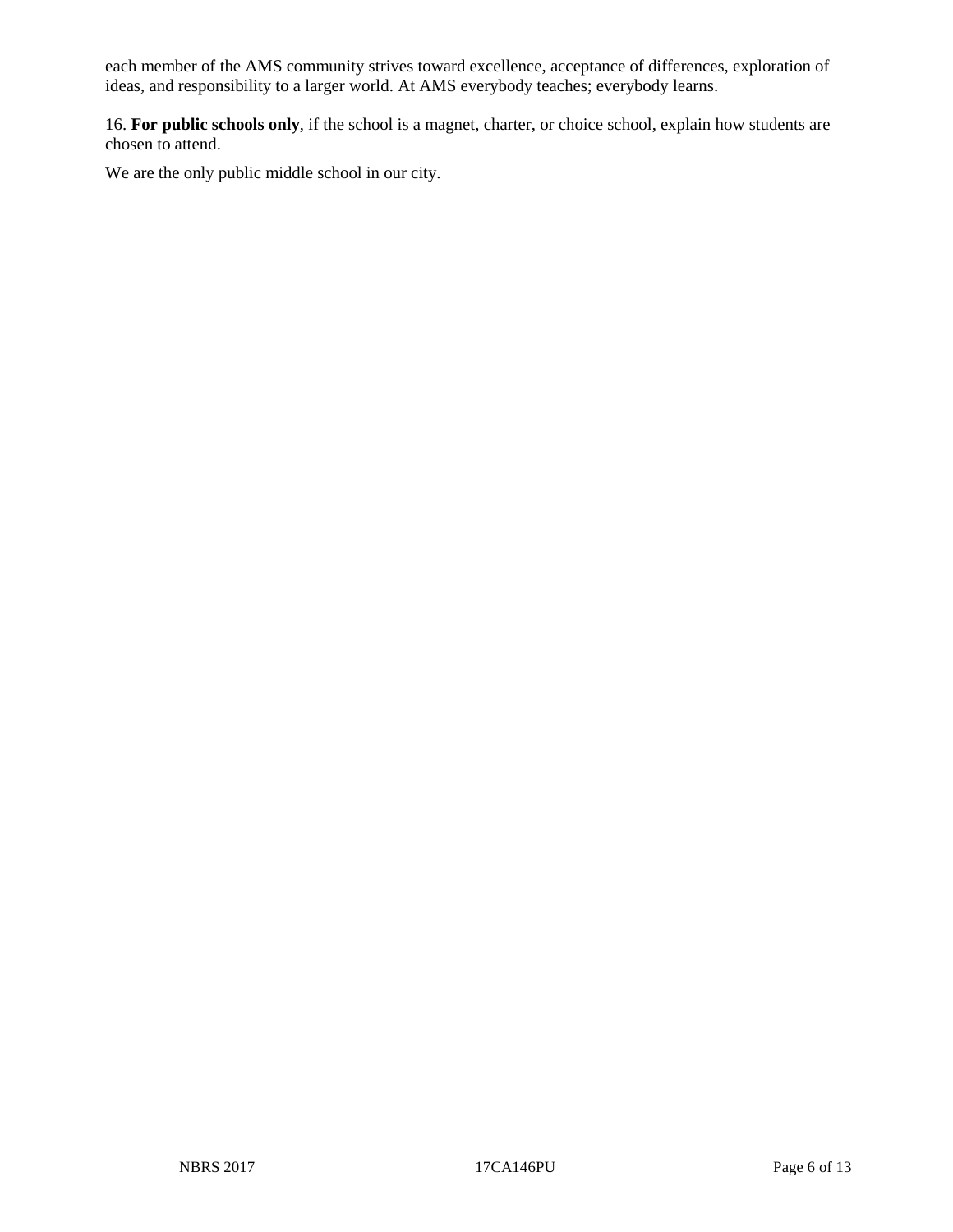each member of the AMS community strives toward excellence, acceptance of differences, exploration of ideas, and responsibility to a larger world. At AMS everybody teaches; everybody learns.

16. **For public schools only**, if the school is a magnet, charter, or choice school, explain how students are chosen to attend.

We are the only public middle school in our city.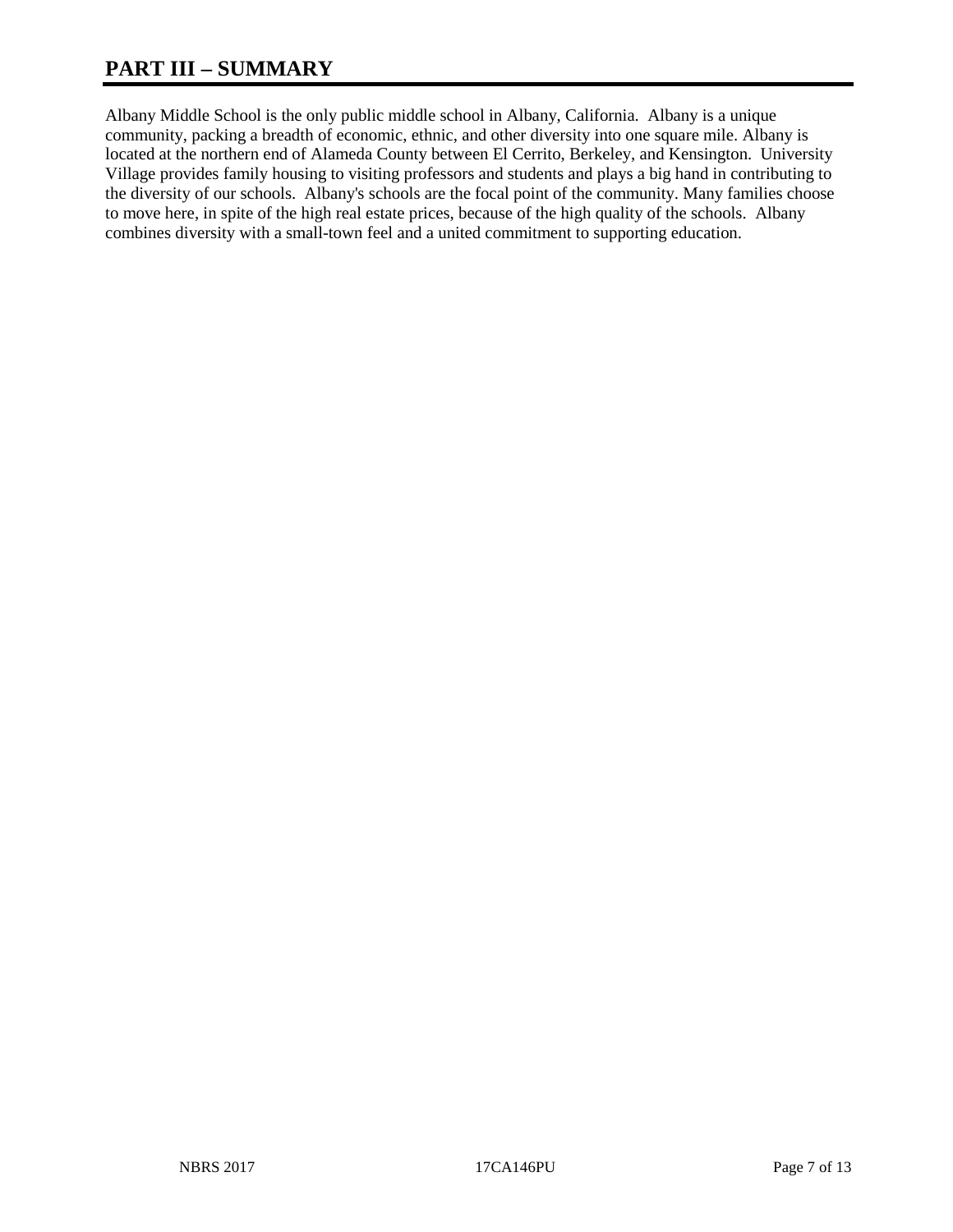# PART III – SUMMARY

Albany Middle School is the only public middle school in Albany, California. Albany is a unique community, packing a breadth of economic, ethnic, and other diversity into one square mile. Albany is located at the northern end of Alameda County between El Cerrito, Berkeley, and Kensington. University Village provides family housing to visiting professors and students and plays a big hand in contributing to the diversity of our schools. Albany's schools are the focal point of the community. Many families choose to move here, in spite of the high real estate prices, because of the high quality of the schools. Albany combines diversity with a small-town feel and a united commitment to supporting education.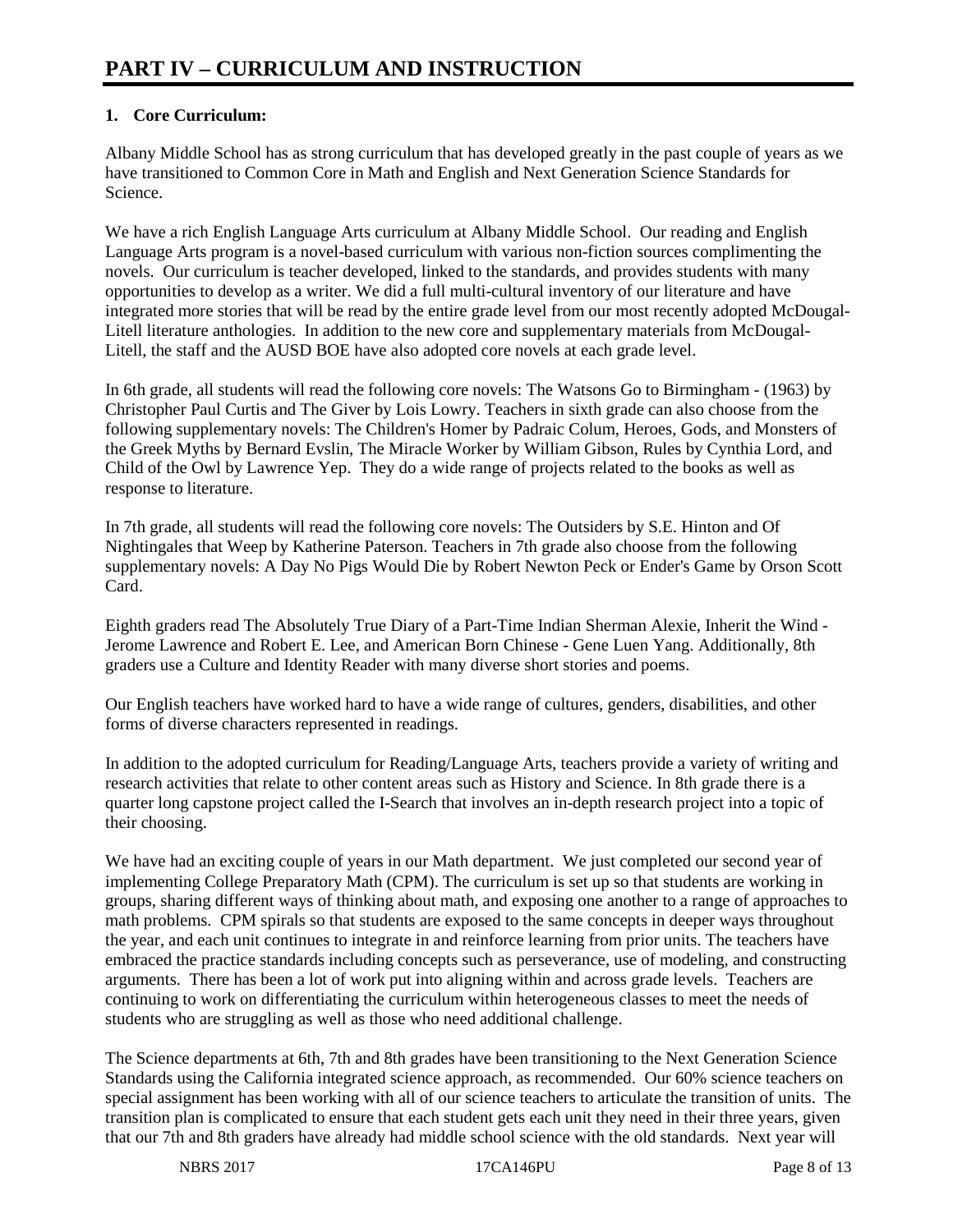# PART IV – CURRICULUM AND INSTRUCTION

## 1. Core Curriculum:

Albany Middle School has as strong curriculum that has developed greatly in the past couple of years as we have transitioned to Common Core in Math and English and Next Generation Science Standards for Science.

We have a rich English Language Arts curriculum at Albany Middle School. Our reading and English Language Arts program is a novel-based curriculum with various non-fiction sources complimenting the novels. Our curriculum is teacher developed, linked to the standards, and provides students with many opportunities to develop as a writer. We did a full multi-cultural inventory of our literature and have integrated more stories that will be read by the entire grade level from our most recently adopted McDougal-Litell literature anthologies. In addition to the new core and supplementary materials from McDougal-Litell, the staff and the AUSD BOE have also adopted core novels at each grade level.

In 6th grade, all students will read the following core novels: The Watsons Go to Birmingham - (1963) by Christopher Paul Curtis and The Giver by Lois Lowry. Teachers in sixth grade can also choose from the following supplementary novels: The Children's Homer by Padraic Colum, Heroes, Gods, and Monsters of the Greek Myths by Bernard Evslin, The Miracle Worker by William Gibson, Rules by Cynthia Lord, and Child of the Owl by Lawrence Yep. They do a wide range of projects related to the books as well as response to literature.

In 7th grade, all students will read the following core novels: The Outsiders by S.E. Hinton and Of Nightingales that Weep by Katherine Paterson. Teachers in 7th grade also choose from the following supplementary novels: A Day No Pigs Would Die by Robert Newton Peck or Ender's Game by Orson Scott Card.

Eighth graders read The Absolutely True Diary of a Part-Time Indian Sherman Alexie, Inherit the Wind - Jerome Lawrence and Robert E. Lee, and American Born Chinese - Gene Luen Yang. Additionally, 8th graders use a Culture and Identity Reader with many diverse short stories and poems.

Our English teachers have worked hard to have a wide range of cultures, genders, disabilities, and other forms of diverse characters represented in readings.

In addition to the adopted curriculum for Reading/Language Arts, teachers provide a variety of writing and research activities that relate to other content areas such as History and Science. In 8th grade there is a quarter long capstone project called the I-Search that involves an in-depth research project into a topic of their choosing.

We have had an exciting couple of years in our Math department. We just completed our second year of implementing College Preparatory Math (CPM). The curriculum is set up so that students are working in groups, sharing different ways of thinking about math, and exposing one another to a range of approaches to math problems. CPM spirals so that students are exposed to the same concepts in deeper ways throughout the year, and each unit continues to integrate in and reinforce learning from prior units. The teachers have embraced the practice standards including concepts such as perseverance, use of modeling, and constructing arguments. There has been a lot of work put into aligning within and across grade levels. Teachers are continuing to work on differentiating the curriculum within heterogeneous classes to meet the needs of students who are struggling as well as those who need additional challenge.

The Science departments at 6th, 7th and 8th grades have been transitioning to the Next Generation Science Standards using the California integrated science approach, as recommended. Our 60% science teachers on special assignment has been working with all of our science teachers to articulate the transition of units. The transition plan is complicated to ensure that each student gets each unit they need in their three years, given that our 7th and 8th graders have already had middle school science with the old standards. Next year will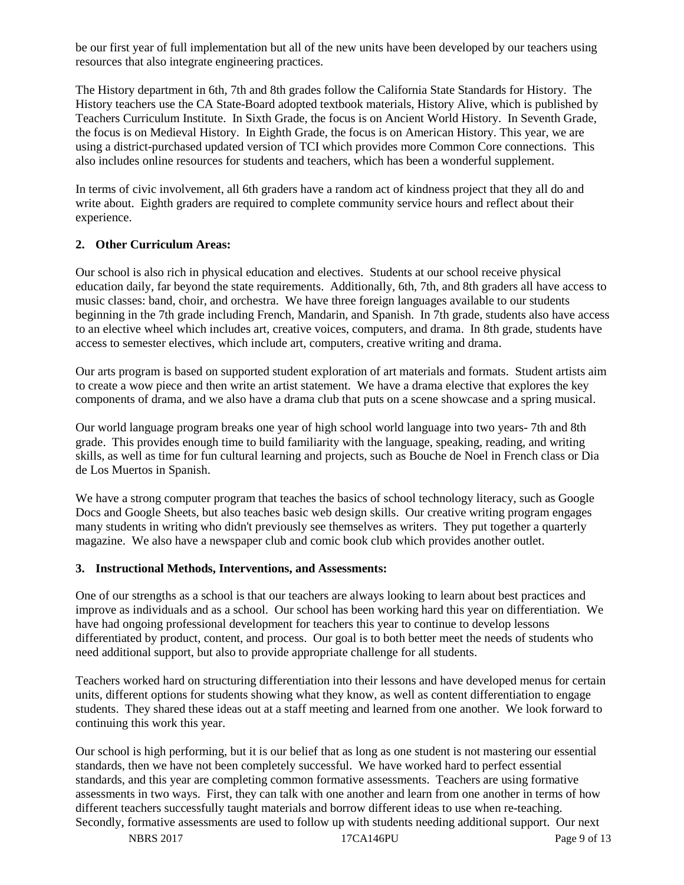be our first year of full implementation but all of the new units have been developed by our teachers using resources that also integrate engineering practices.

The History department in 6th, 7th and 8th grades follow the California State Standards for History. The History teachers use the CA State-Board adopted textbook materials, History Alive, which is published by Teachers Curriculum Institute. In Sixth Grade, the focus is on Ancient World History. In Seventh Grade, the focus is on Medieval History. In Eighth Grade, the focus is on American History. This year, we are using a district-purchased updated version of TCI which provides more Common Core connections. This also includes online resources for students and teachers, which has been a wonderful supplement.

In terms of civic involvement, all 6th graders have a random act of kindness project that they all do and write about. Eighth graders are required to complete community service hours and reflect about their experience.

**2. Other Curriculum Areas:**

Our school is also rich in physical education and electives. Students at our school receive physical education daily, far beyond the state requirements. Additionally, 6th, 7th, and 8th graders all have access to music classes: band, choir, and orchestra. We have three foreign languages available to our students beginning in the 7th grade including French, Mandarin, and Spanish. In 7th grade, students also have access to an elective wheel which includes art, creative voices, computers, and drama. In 8th grade, students have access to semester electives, which include art, computers, creative writing and drama.

Our arts program is based on supported student exploration of art materials and formats. Student artists aim to create a wow piece and then write an artist statement. We have a drama elective that explores the key components of drama, and we also have a drama club that puts on a scene showcase and a spring musical.

Our world language program breaks one year of high school world language into two years- 7th and 8th grade. This provides enough time to build familiarity with the language, speaking, reading, and writing skills, as well as time for fun cultural learning and projects, such as Bouche de Noel in French class or Dia de Los Muertos in Spanish.

We have a strong computer program that teaches the basics of school technology literacy, such as Google Docs and Google Sheets, but also teaches basic web design skills. Our creative writing program engages many students in writing who didn't previously see themselves as writers. They put together a quarterly magazine. We also have a newspaper club and comic book club which provides another outlet.

**3. Instructional Methods, Interventions, and Assessments:**

One of our strengths as a school is that our teachers are always looking to learn about best practices and improve as individuals and as a school. Our school has been working hard this year on differentiation. We have had ongoing professional development for teachers this year to continue to develop lessons differentiated by product, content, and process. Our goal is to both better meet the needs of students who need additional support, but also to provide appropriate challenge for all students.

Teachers worked hard on structuring differentiation into their lessons and have developed menus for certain units, different options for students showing what they know, as well as content differentiation to engage students. They shared these ideas out at a staff meeting and learned from one another. We look forward to continuing this work this year.

Our school is high performing, but it is our belief that as long as one student is not mastering our essential standards, then we have not been completely successful. We have worked hard to perfect essential standards, and this year are completing common formative assessments. Teachers are using formative assessments in two ways. First, they can talk with one another and learn from one another in terms of how different teachers successfully taught materials and borrow different ideas to use when re-teaching. Secondly, formative assessments are used to follow up with students needing additional support. Our next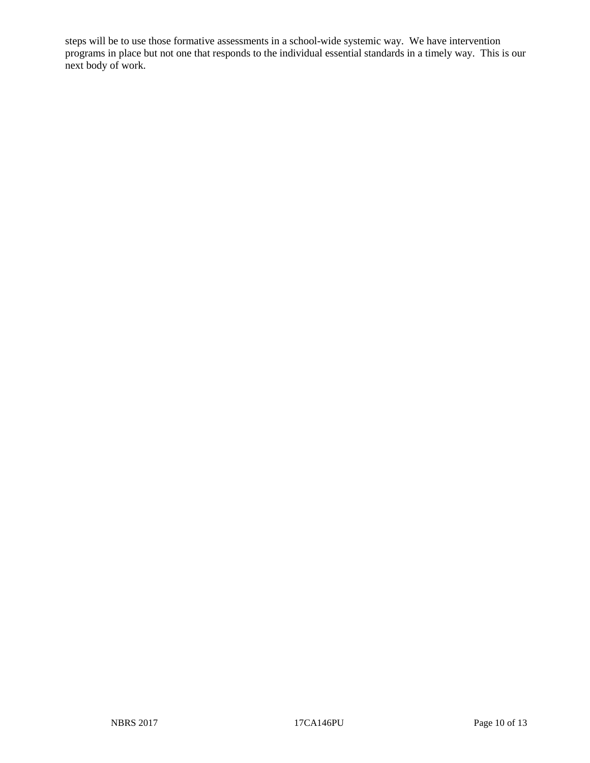steps will be to use those formative assessments in a school-wide systemic way. We have intervention programs in place but not one that responds to the individual essential standards in a timely way. This is our next body of work.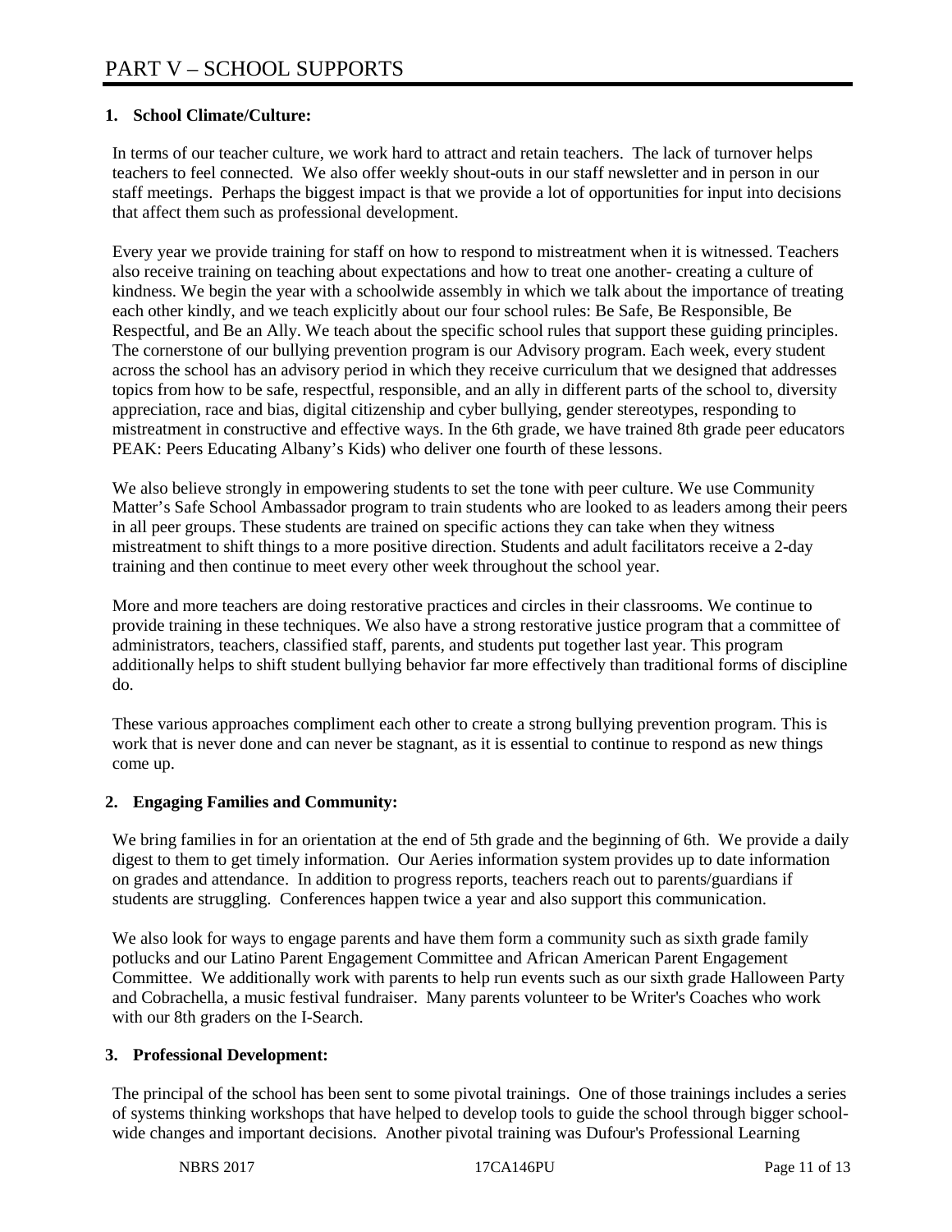# PART V – SCHOOL SUPPORTS

## 1. School Climate/Culture:

In terms of our teacher culture, we work hard to attract and retain teachers. The lack of turnover helps teachers to feel connected. We also offer weekly shout-outs in our staff newsletter and in person in our staff meetings. Perhaps the biggest impact is that we provide a lot of opportunities for input into decisions that affect them such as professional development.

Every year we provide training for staff on how to respond to mistreatment when it is witnessed. Teachers also receive training on teaching about expectations and how to treat one another- creating a culture of kindness. We begin the year with a schoolwide assembly in which we talk about the importance of treating each other kindly, and we teach explicitly about our four school rules: Be Safe, Be Responsible, Be Respectful, and Be an Ally. We teach about the specific school rules that support these guiding principles. The cornerstone of our bullying prevention program is our Advisory program. Each week, every student across the school has an advisory period in which they receive curriculum that we designed that addresses topics from how to be safe, respectful, responsible, and an ally in different parts of the school to, diversity appreciation, race and bias, digital citizenship and cyber bullying, gender stereotypes, responding to mistreatment in constructive and effective ways. In the 6th grade, we have trained 8th grade peer educators PEAK: Peers Educating Albany's Kids) who deliver one fourth of these lessons.

We also believe strongly in empowering students to set the tone with peer culture. We use Community Matter's Safe School Ambassador program to train students who are looked to as leaders among their peers in all peer groups. These students are trained on specific actions they can take when they witness mistreatment to shift things to a more positive direction. Students and adult facilitators receive a 2-day training and then continue to meet every other week throughout the school year.

More and more teachers are doing restorative practices and circles in their classrooms. We continue to provide training in these techniques. We also have a strong restorative justice program that a committee of administrators, teachers, classified staff, parents, and students put together last year. This program additionally helps to shift student bullying behavior far more effectively than traditional forms of discipline do.

These various approaches compliment each other to create a strong bullying prevention program. This is work that is never done and can never be stagnant, as it is essential to continue to respond as new things come up.

## 2. Engaging Families and Community:

We bring families in for an orientation at the end of 5th grade and the beginning of 6th. We provide a daily digest to them to get timely information. Our Aeries information system provides up to date information on grades and attendance. In addition to progress reports, teachers reach out to parents/guardians if students are struggling. Conferences happen twice a year and also support this communication.

We also look for ways to engage parents and have them form a community such as sixth grade family potlucks and our Latino Parent Engagement Committee and African American Parent Engagement Committee. We additionally work with parents to help run events such as our sixth grade Halloween Party and Cobrachella, a music festival fundraiser. Many parents volunteer to be Writer's Coaches who work with our 8th graders on the I-Search.

## 3. Professional Development:

The principal of the school has been sent to some pivotal trainings. One of those trainings includes a series of systems thinking workshops that have helped to develop tools to guide the school through bigger school-wide changes and important decisions. Another pivotal training was Dufour's Professional Learning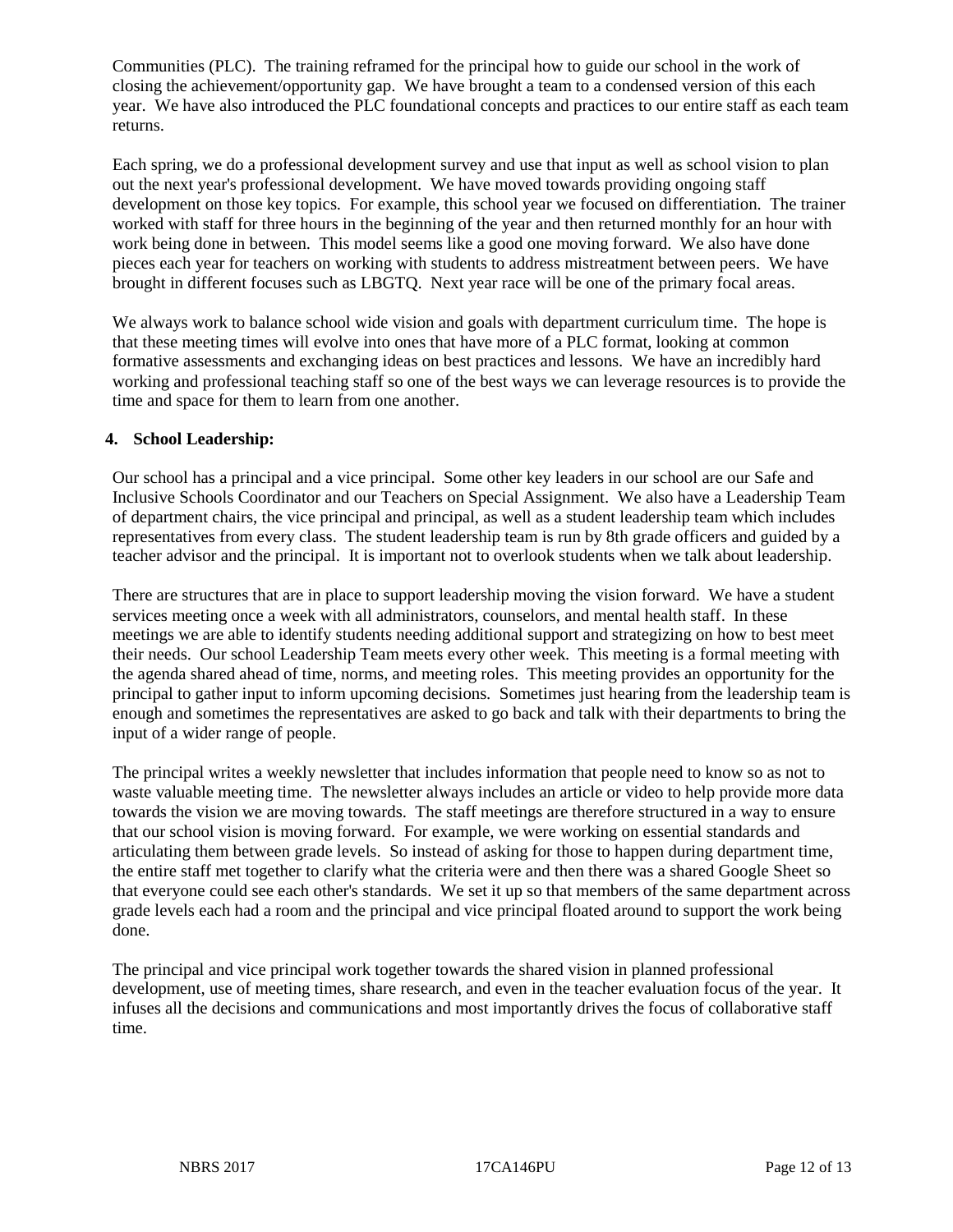Communities (PLC). The training reframed for the principal how to guide our school in the work of closing the achievement/opportunity gap. We have brought a team to a condensed version of this each year. We have also introduced the PLC foundational concepts and practices to our entire staff as each team returns.

Each spring, we do a professional development survey and use that input as well as school vision to plan out the next year's professional development. We have moved towards providing ongoing staff development on those key topics. For example, this school year we focused on differentiation. The trainer worked with staff for three hours in the beginning of the year and then returned monthly for an hour with work being done in between. This model seems like a good one moving forward. We also have done pieces each year for teachers on working with students to address mistreatment between peers. We have brought in different focuses such as LBGTQ. Next year race will be one of the primary focal areas.

We always work to balance school wide vision and goals with department curriculum time. The hope is that these meeting times will evolve into ones that have more of a PLC format, looking at common formative assessments and exchanging ideas on best practices and lessons. We have an incredibly hard working and professional teaching staff so one of the best ways we can leverage resources is to provide the time and space for them to learn from one another.

**4. School Leadership:**

Our school has a principal and a vice principal. Some other key leaders in our school are our Safe and Inclusive Schools Coordinator and our Teachers on Special Assignment. We also have a Leadership Team of department chairs, the vice principal and principal, as well as a student leadership team which includes representatives from every class. The student leadership team is run by 8th grade officers and guided by a teacher advisor and the principal. It is important not to overlook students when we talk about leadership.

There are structures that are in place to support leadership moving the vision forward. We have a student services meeting once a week with all administrators, counselors, and mental health staff. In these meetings we are able to identify students needing additional support and strategizing on how to best meet their needs. Our school Leadership Team meets every other week. This meeting is a formal meeting with the agenda shared ahead of time, norms, and meeting roles. This meeting provides an opportunity for the principal to gather input to inform upcoming decisions. Sometimes just hearing from the leadership team is enough and sometimes the representatives are asked to go back and talk with their departments to bring the input of a wider range of people.

The principal writes a weekly newsletter that includes information that people need to know so as not to waste valuable meeting time. The newsletter always includes an article or video to help provide more data towards the vision we are moving towards. The staff meetings are therefore structured in a way to ensure that our school vision is moving forward. For example, we were working on essential standards and articulating them between grade levels. So instead of asking for those to happen during department time, the entire staff met together to clarify what the criteria were and then there was a shared Google Sheet so that everyone could see each other's standards. We set it up so that members of the same department across grade levels each had a room and the principal and vice principal floated around to support the work being done.

The principal and vice principal work together towards the shared vision in planned professional development, use of meeting times, share research, and even in the teacher evaluation focus of the year. It infuses all the decisions and communications and most importantly drives the focus of collaborative staff time.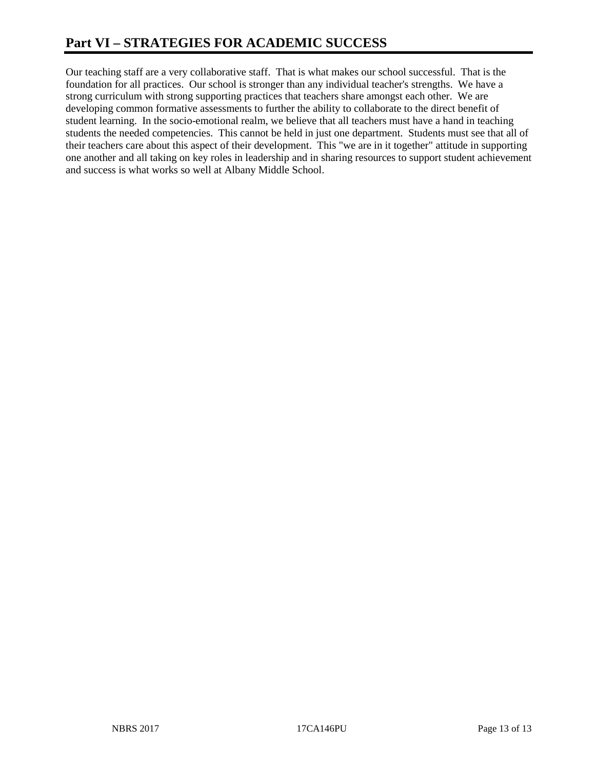# Part VI – STRATEGIES FOR ACADEMIC SUCCESS

Our teaching staff are a very collaborative staff. That is what makes our school successful. That is the foundation for all practices. Our school is stronger than any individual teacher's strengths. We have a strong curriculum with strong supporting practices that teachers share amongst each other. We are developing common formative assessments to further the ability to collaborate to the direct benefit of student learning. In the socio-emotional realm, we believe that all teachers must have a hand in teaching students the needed competencies. This cannot be held in just one department. Students must see that all of their teachers care about this aspect of their development. This "we are in it together" attitude in supporting one another and all taking on key roles in leadership and in sharing resources to support student achievement and success is what works so well at Albany Middle School.